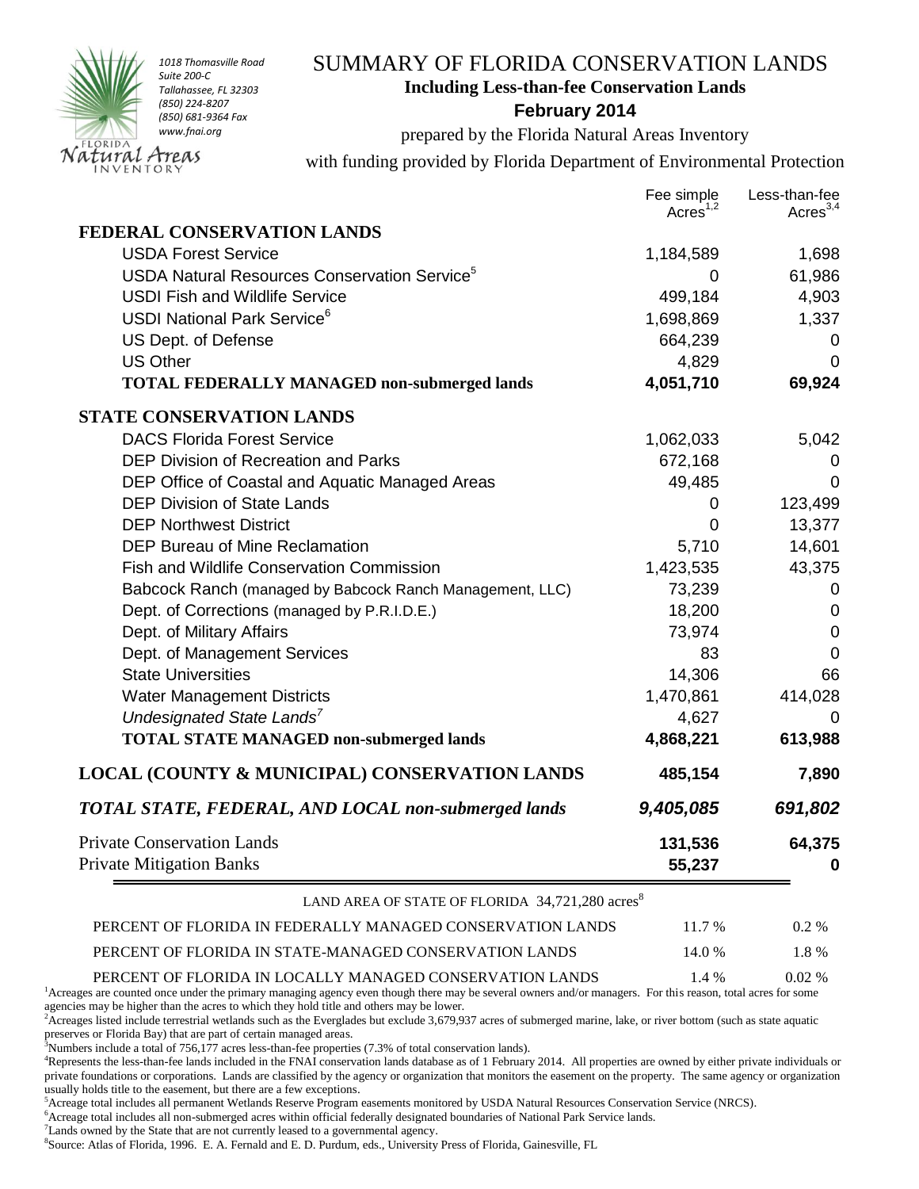1018 Thomasville Road
Suite 200-C
Tallahassee, FL 32303
(850) 224-8207
(850) 681-9364 Fax
www.fnai.org

FLORIDA Natural Areas INVENTORY

# SUMMARY OF FLORIDA CONSERVATION LANDS

**Including Less-than-fee Conservation Lands**

**February 2014**

prepared by the Florida Natural Areas Inventory

with funding provided by Florida Department of Environmental Protection

| | Fee simple Acres[1,2] | Less-than-fee Acres[3,4] |
|---|---|---|
| **FEDERAL CONSERVATION LANDS** | | |
| USDA Forest Service | 1,184,589 | 1,698 |
| USDA Natural Resources Conservation Service[5] | 0 | 61,986 |
| USDI Fish and Wildlife Service | 499,184 | 4,903 |
| USDI National Park Service[6] | 1,698,869 | 1,337 |
| US Dept. of Defense | 664,239 | 0 |
| US Other | 4,829 | 0 |
| **TOTAL FEDERALLY MANAGED non-submerged lands** | **4,051,710** | **69,924** |
| **STATE CONSERVATION LANDS** | | |
| DACS Florida Forest Service | 1,062,033 | 5,042 |
| DEP Division of Recreation and Parks | 672,168 | 0 |
| DEP Office of Coastal and Aquatic Managed Areas | 49,485 | 0 |
| DEP Division of State Lands | 0 | 123,499 |
| DEP Northwest District | 0 | 13,377 |
| DEP Bureau of Mine Reclamation | 5,710 | 14,601 |
| Fish and Wildlife Conservation Commission | 1,423,535 | 43,375 |
| Babcock Ranch (managed by Babcock Ranch Management, LLC) | 73,239 | 0 |
| Dept. of Corrections (managed by P.R.I.D.E.) | 18,200 | 0 |
| Dept. of Military Affairs | 73,974 | 0 |
| Dept. of Management Services | 83 | 0 |
| State Universities | 14,306 | 66 |
| Water Management Districts | 1,470,861 | 414,028 |
| *Undesignated State Lands[7]* | 4,627 | 0 |
| **TOTAL STATE MANAGED non-submerged lands** | **4,868,221** | **613,988** |
| **LOCAL (COUNTY & MUNICIPAL) CONSERVATION LANDS** | **485,154** | **7,890** |
| ***TOTAL STATE, FEDERAL, AND LOCAL non-submerged lands*** | ***9,405,085*** | ***691,802*** |
| Private Conservation Lands | **131,536** | **64,375** |
| Private Mitigation Banks | **55,237** | **0** |

LAND AREA OF STATE OF FLORIDA 34,721,280 acres[8]

| | | |
|---|---|---|
| PERCENT OF FLORIDA IN FEDERALLY MANAGED CONSERVATION LANDS | 11.7 % | 0.2 % |
| PERCENT OF FLORIDA IN STATE-MANAGED CONSERVATION LANDS | 14.0 % | 1.8 % |
| PERCENT OF FLORIDA IN LOCALLY MANAGED CONSERVATION LANDS | 1.4 % | 0.02 % |

[1]Acreages are counted once under the primary managing agency even though there may be several owners and/or managers. For this reason, total acres for some agencies may be higher than the acres to which they hold title and others may be lower.

[2]Acreages listed include terrestrial wetlands such as the Everglades but exclude 3,679,937 acres of submerged marine, lake, or river bottom (such as state aquatic preserves or Florida Bay) that are part of certain managed areas.

[3]Numbers include a total of 756,177 acres less-than-fee properties (7.3% of total conservation lands).

[4]Represents the less-than-fee lands included in the FNAI conservation lands database as of 1 February 2014. All properties are owned by either private individuals or private foundations or corporations. Lands are classified by the agency or organization that monitors the easement on the property. The same agency or organization usually holds title to the easement, but there are a few exceptions.

[5]Acreage total includes all permanent Wetlands Reserve Program easements monitored by USDA Natural Resources Conservation Service (NRCS).

[6]Acreage total includes all non-submerged acres within official federally designated boundaries of National Park Service lands.

[7]Lands owned by the State that are not currently leased to a governmental agency.

[8]Source: Atlas of Florida, 1996. E. A. Fernald and E. D. Purdum, eds., University Press of Florida, Gainesville, FL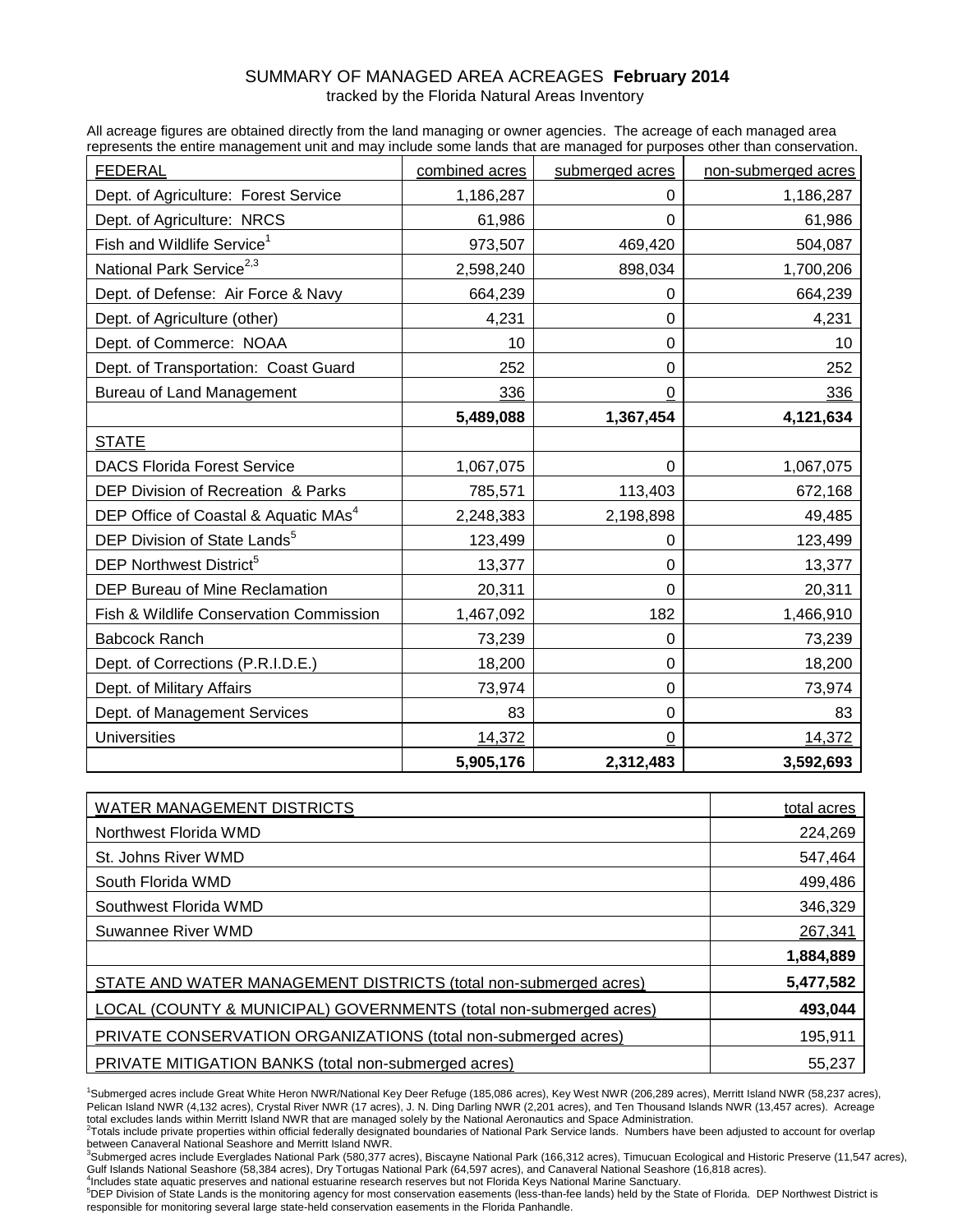# SUMMARY OF MANAGED AREA ACREAGES **February 2014**

tracked by the Florida Natural Areas Inventory

All acreage figures are obtained directly from the land managing or owner agencies. The acreage of each managed area represents the entire management unit and may include some lands that are managed for purposes other than conservation.

| FEDERAL | combined acres | submerged acres | non-submerged acres |
|---|---|---|---|
| Dept. of Agriculture: Forest Service | 1,186,287 | 0 | 1,186,287 |
| Dept. of Agriculture: NRCS | 61,986 | 0 | 61,986 |
| Fish and Wildlife Service[1] | 973,507 | 469,420 | 504,087 |
| National Park Service[2,3] | 2,598,240 | 898,034 | 1,700,206 |
| Dept. of Defense: Air Force & Navy | 664,239 | 0 | 664,239 |
| Dept. of Agriculture (other) | 4,231 | 0 | 4,231 |
| Dept. of Commerce: NOAA | 10 | 0 | 10 |
| Dept. of Transportation: Coast Guard | 252 | 0 | 252 |
| Bureau of Land Management | 336 | 0 | 336 |
| | **5,489,088** | **1,367,454** | **4,121,634** |
| STATE | | | |
| DACS Florida Forest Service | 1,067,075 | 0 | 1,067,075 |
| DEP Division of Recreation & Parks | 785,571 | 113,403 | 672,168 |
| DEP Office of Coastal & Aquatic MAs[4] | 2,248,383 | 2,198,898 | 49,485 |
| DEP Division of State Lands[5] | 123,499 | 0 | 123,499 |
| DEP Northwest District[5] | 13,377 | 0 | 13,377 |
| DEP Bureau of Mine Reclamation | 20,311 | 0 | 20,311 |
| Fish & Wildlife Conservation Commission | 1,467,092 | 182 | 1,466,910 |
| Babcock Ranch | 73,239 | 0 | 73,239 |
| Dept. of Corrections (P.R.I.D.E.) | 18,200 | 0 | 18,200 |
| Dept. of Military Affairs | 73,974 | 0 | 73,974 |
| Dept. of Management Services | 83 | 0 | 83 |
| Universities | 14,372 | 0 | 14,372 |
| | **5,905,176** | **2,312,483** | **3,592,693** |

| WATER MANAGEMENT DISTRICTS | total acres |
|---|---|
| Northwest Florida WMD | 224,269 |
| St. Johns River WMD | 547,464 |
| South Florida WMD | 499,486 |
| Southwest Florida WMD | 346,329 |
| Suwannee River WMD | 267,341 |
| | **1,884,889** |
| STATE AND WATER MANAGEMENT DISTRICTS (total non-submerged acres) | **5,477,582** |
| LOCAL (COUNTY & MUNICIPAL) GOVERNMENTS (total non-submerged acres) | **493,044** |
| PRIVATE CONSERVATION ORGANIZATIONS (total non-submerged acres) | 195,911 |
| PRIVATE MITIGATION BANKS (total non-submerged acres) | 55,237 |

[1]Submerged acres include Great White Heron NWR/National Key Deer Refuge (185,086 acres), Key West NWR (206,289 acres), Merritt Island NWR (58,237 acres), Pelican Island NWR (4,132 acres), Crystal River NWR (17 acres), J. N. Ding Darling NWR (2,201 acres), and Ten Thousand Islands NWR (13,457 acres). Acreage total excludes lands within Merritt Island NWR that are managed solely by the National Aeronautics and Space Administration.

[2]Totals include private properties within official federally designated boundaries of National Park Service lands. Numbers have been adjusted to account for overlap between Canaveral National Seashore and Merritt Island NWR.

[3]Submerged acres include Everglades National Park (580,377 acres), Biscayne National Park (166,312 acres), Timucuan Ecological and Historic Preserve (11,547 acres), Gulf Islands National Seashore (58,384 acres), Dry Tortugas National Park (64,597 acres), and Canaveral National Seashore (16,818 acres).

[4]Includes state aquatic preserves and national estuarine research reserves but not Florida Keys National Marine Sanctuary.

[5]DEP Division of State Lands is the monitoring agency for most conservation easements (less-than-fee lands) held by the State of Florida. DEP Northwest District is responsible for monitoring several large state-held conservation easements in the Florida Panhandle.